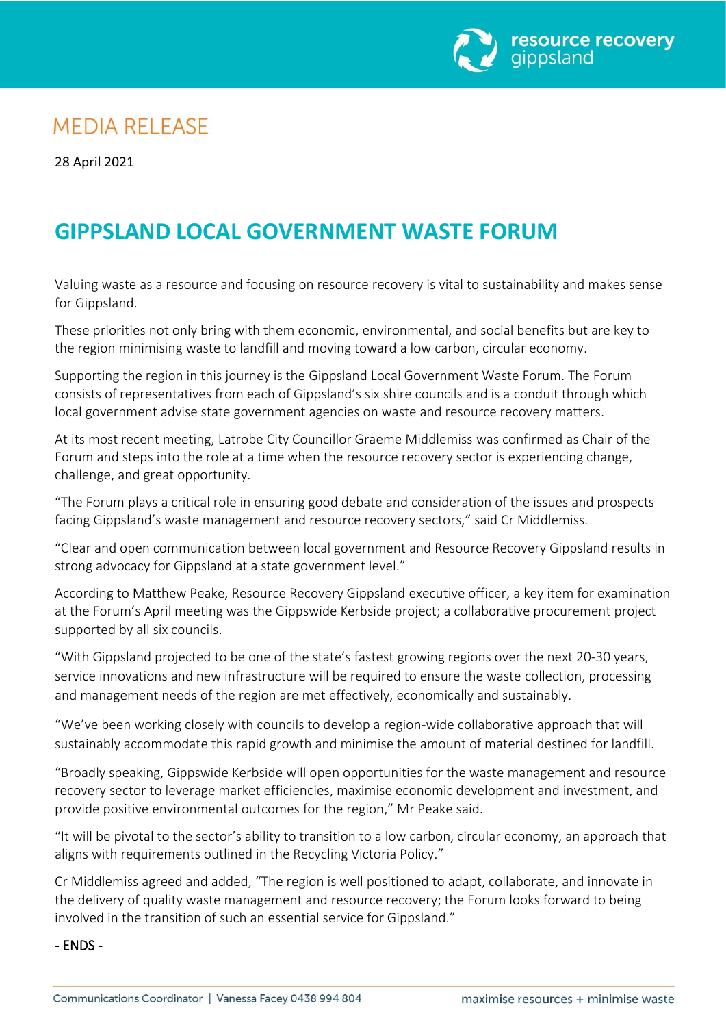MEDIA RELEASE

28 April 2021

# GIPPSLAND LOCAL GOVERNMENT WASTE FORUM

Valuing waste as a resource and focusing on resource recovery is vital to sustainability and makes sense for Gippsland.

These priorities not only bring with them economic, environmental, and social benefits but are key to the region minimising waste to landfill and moving toward a low carbon, circular economy.

Supporting the region in this journey is the Gippsland Local Government Waste Forum. The Forum consists of representatives from each of Gippsland's six shire councils and is a conduit through which local government advise state government agencies on waste and resource recovery matters.

At its most recent meeting, Latrobe City Councillor Graeme Middlemiss was confirmed as Chair of the Forum and steps into the role at a time when the resource recovery sector is experiencing change, challenge, and great opportunity.

"The Forum plays a critical role in ensuring good debate and consideration of the issues and prospects facing Gippsland's waste management and resource recovery sectors," said Cr Middlemiss.

"Clear and open communication between local government and Resource Recovery Gippsland results in strong advocacy for Gippsland at a state government level."

According to Matthew Peake, Resource Recovery Gippsland executive officer, a key item for examination at the Forum's April meeting was the Gippswide Kerbside project; a collaborative procurement project supported by all six councils.

"With Gippsland projected to be one of the state's fastest growing regions over the next 20-30 years, service innovations and new infrastructure will be required to ensure the waste collection, processing and management needs of the region are met effectively, economically and sustainably.

"We've been working closely with councils to develop a region-wide collaborative approach that will sustainably accommodate this rapid growth and minimise the amount of material destined for landfill.

"Broadly speaking, Gippswide Kerbside will open opportunities for the waste management and resource recovery sector to leverage market efficiencies, maximise economic development and investment, and provide positive environmental outcomes for the region," Mr Peake said.

"It will be pivotal to the sector's ability to transition to a low carbon, circular economy, an approach that aligns with requirements outlined in the Recycling Victoria Policy."

Cr Middlemiss agreed and added, "The region is well positioned to adapt, collaborate, and innovate in the delivery of quality waste management and resource recovery; the Forum looks forward to being involved in the transition of such an essential service for Gippsland."

- ENDS -

Communications Coordinator | Vanessa Facey 0438 994 804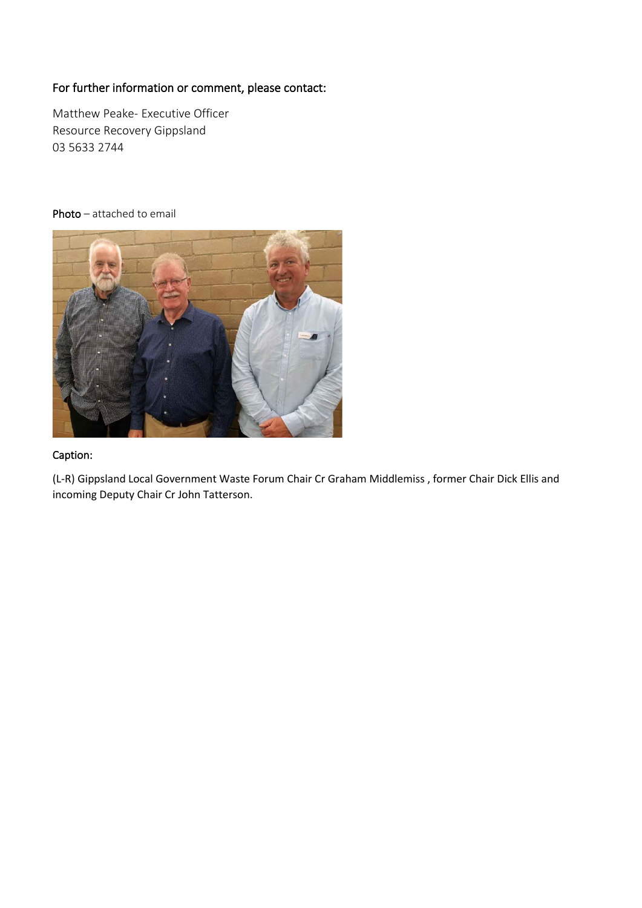For further information or comment, please contact:

Matthew Peake- Executive Officer
Resource Recovery Gippsland
03 5633 2744

**Photo** – attached to email

Caption:

(L-R) Gippsland Local Government Waste Forum Chair Cr Graham Middlemiss , former Chair Dick Ellis and incoming Deputy Chair Cr John Tatterson.